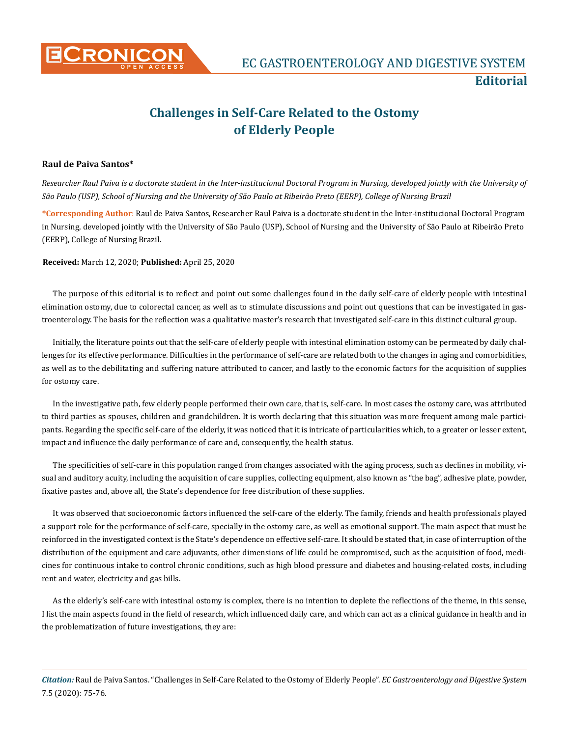Editorial

# Challenges in Self-Care Related to the Ostomy of Elderly People

**Raul de Paiva Santos***

*Researcher Raul Paiva is a doctorate student in the Inter-institucional Doctoral Program in Nursing, developed jointly with the University of São Paulo (USP), School of Nursing and the University of São Paulo at Ribeirão Preto (EERP), College of Nursing Brazil*

**\*Corresponding Author:** Raul de Paiva Santos, Researcher Raul Paiva is a doctorate student in the Inter-institucional Doctoral Program in Nursing, developed jointly with the University of São Paulo (USP), School of Nursing and the University of São Paulo at Ribeirão Preto (EERP), College of Nursing Brazil.

**Received:** March 12, 2020; **Published:** April 25, 2020

The purpose of this editorial is to reflect and point out some challenges found in the daily self-care of elderly people with intestinal elimination ostomy, due to colorectal cancer, as well as to stimulate discussions and point out questions that can be investigated in gastroenterology. The basis for the reflection was a qualitative master's research that investigated self-care in this distinct cultural group.

Initially, the literature points out that the self-care of elderly people with intestinal elimination ostomy can be permeated by daily challenges for its effective performance. Difficulties in the performance of self-care are related both to the changes in aging and comorbidities, as well as to the debilitating and suffering nature attributed to cancer, and lastly to the economic factors for the acquisition of supplies for ostomy care.

In the investigative path, few elderly people performed their own care, that is, self-care. In most cases the ostomy care, was attributed to third parties as spouses, children and grandchildren. It is worth declaring that this situation was more frequent among male participants. Regarding the specific self-care of the elderly, it was noticed that it is intricate of particularities which, to a greater or lesser extent, impact and influence the daily performance of care and, consequently, the health status.

The specificities of self-care in this population ranged from changes associated with the aging process, such as declines in mobility, visual and auditory acuity, including the acquisition of care supplies, collecting equipment, also known as "the bag", adhesive plate, powder, fixative pastes and, above all, the State's dependence for free distribution of these supplies.

It was observed that socioeconomic factors influenced the self-care of the elderly. The family, friends and health professionals played a support role for the performance of self-care, specially in the ostomy care, as well as emotional support. The main aspect that must be reinforced in the investigated context is the State's dependence on effective self-care. It should be stated that, in case of interruption of the distribution of the equipment and care adjuvants, other dimensions of life could be compromised, such as the acquisition of food, medicines for continuous intake to control chronic conditions, such as high blood pressure and diabetes and housing-related costs, including rent and water, electricity and gas bills.

As the elderly's self-care with intestinal ostomy is complex, there is no intention to deplete the reflections of the theme, in this sense, I list the main aspects found in the field of research, which influenced daily care, and which can act as a clinical guidance in health and in the problematization of future investigations, they are: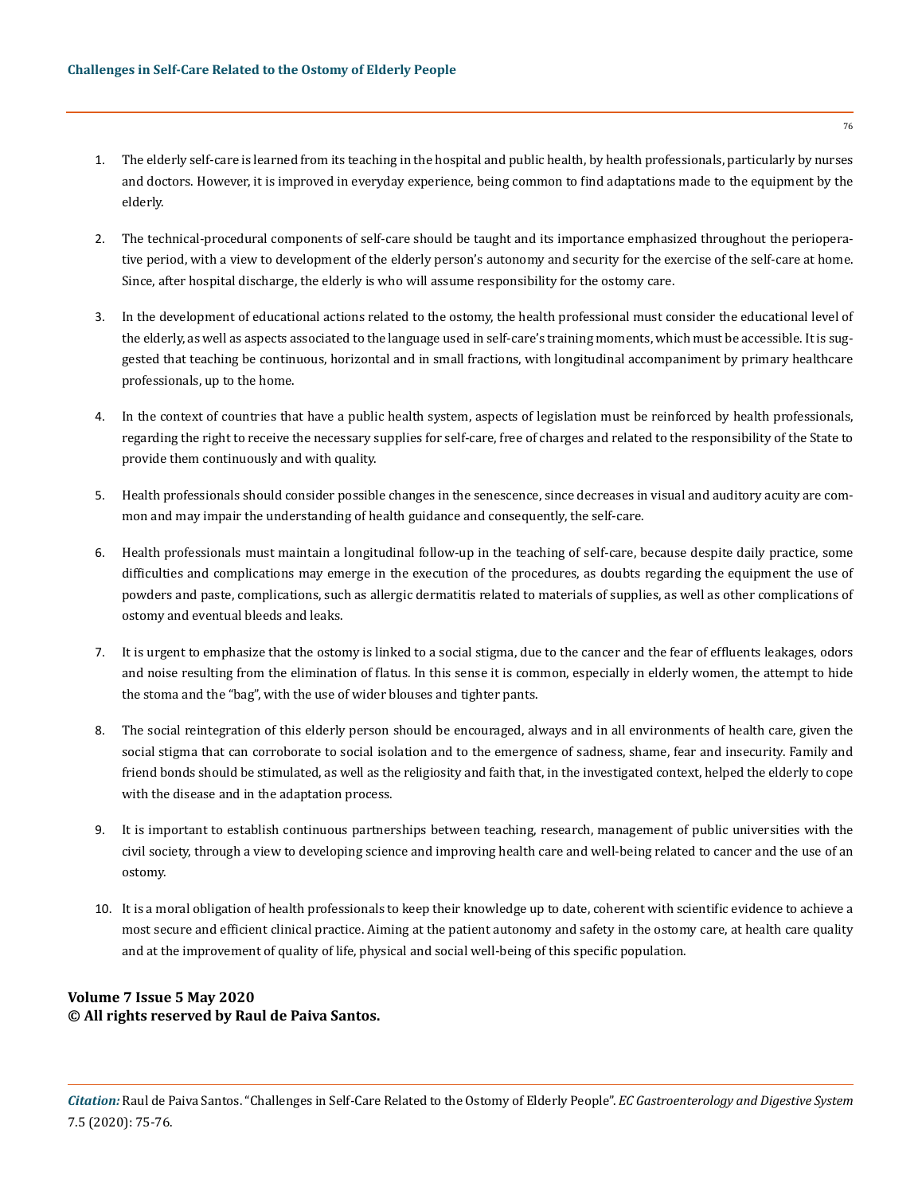1. The elderly self-care is learned from its teaching in the hospital and public health, by health professionals, particularly by nurses and doctors. However, it is improved in everyday experience, being common to find adaptations made to the equipment by the elderly.

2. The technical-procedural components of self-care should be taught and its importance emphasized throughout the perioperative period, with a view to development of the elderly person's autonomy and security for the exercise of the self-care at home. Since, after hospital discharge, the elderly is who will assume responsibility for the ostomy care.

3. In the development of educational actions related to the ostomy, the health professional must consider the educational level of the elderly, as well as aspects associated to the language used in self-care's training moments, which must be accessible. It is suggested that teaching be continuous, horizontal and in small fractions, with longitudinal accompaniment by primary healthcare professionals, up to the home.

4. In the context of countries that have a public health system, aspects of legislation must be reinforced by health professionals, regarding the right to receive the necessary supplies for self-care, free of charges and related to the responsibility of the State to provide them continuously and with quality.

5. Health professionals should consider possible changes in the senescence, since decreases in visual and auditory acuity are common and may impair the understanding of health guidance and consequently, the self-care.

6. Health professionals must maintain a longitudinal follow-up in the teaching of self-care, because despite daily practice, some difficulties and complications may emerge in the execution of the procedures, as doubts regarding the equipment the use of powders and paste, complications, such as allergic dermatitis related to materials of supplies, as well as other complications of ostomy and eventual bleeds and leaks.

7. It is urgent to emphasize that the ostomy is linked to a social stigma, due to the cancer and the fear of effluents leakages, odors and noise resulting from the elimination of flatus. In this sense it is common, especially in elderly women, the attempt to hide the stoma and the "bag", with the use of wider blouses and tighter pants.

8. The social reintegration of this elderly person should be encouraged, always and in all environments of health care, given the social stigma that can corroborate to social isolation and to the emergence of sadness, shame, fear and insecurity. Family and friend bonds should be stimulated, as well as the religiosity and faith that, in the investigated context, helped the elderly to cope with the disease and in the adaptation process.

9. It is important to establish continuous partnerships between teaching, research, management of public universities with the civil society, through a view to developing science and improving health care and well-being related to cancer and the use of an ostomy.

10. It is a moral obligation of health professionals to keep their knowledge up to date, coherent with scientific evidence to achieve a most secure and efficient clinical practice. Aiming at the patient autonomy and safety in the ostomy care, at health care quality and at the improvement of quality of life, physical and social well-being of this specific population.

**Volume 7 Issue 5 May 2020**
**© All rights reserved by Raul de Paiva Santos.**